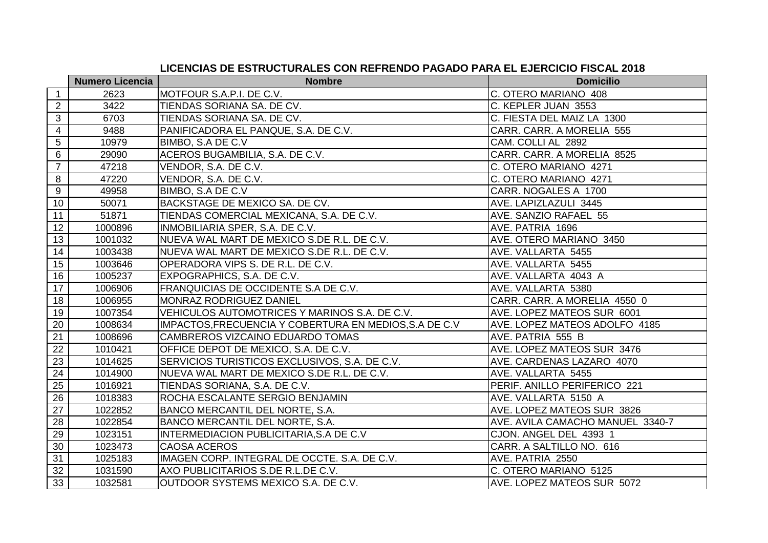## LICENCIAS DE ESTRUCTURALES CON REFRENDO PAGADO PARA EL EJERCICIO FISCAL 2018

| | Numero Licencia | Nombre | Domicilio |
|---|---|---|---|
| 1 | 2623 | MOTFOUR S.A.P.I. DE C.V. | C. OTERO MARIANO 408 |
| 2 | 3422 | TIENDAS SORIANA SA. DE CV. | C. KEPLER JUAN 3553 |
| 3 | 6703 | TIENDAS SORIANA SA. DE CV. | C. FIESTA DEL MAIZ LA 1300 |
| 4 | 9488 | PANIFICADORA EL PANQUE, S.A. DE C.V. | CARR. CARR. A MORELIA 555 |
| 5 | 10979 | BIMBO, S.A DE C.V | CAM. COLLI AL 2892 |
| 6 | 29090 | ACEROS BUGAMBILIA, S.A. DE C.V. | CARR. CARR. A MORELIA 8525 |
| 7 | 47218 | VENDOR, S.A. DE C.V. | C. OTERO MARIANO 4271 |
| 8 | 47220 | VENDOR, S.A. DE C.V. | C. OTERO MARIANO 4271 |
| 9 | 49958 | BIMBO, S.A DE C.V | CARR. NOGALES A 1700 |
| 10 | 50071 | BACKSTAGE DE MEXICO SA. DE CV. | AVE. LAPIZLAZULI 3445 |
| 11 | 51871 | TIENDAS COMERCIAL MEXICANA, S.A. DE C.V. | AVE. SANZIO RAFAEL 55 |
| 12 | 1000896 | INMOBILIARIA SPER, S.A. DE C.V. | AVE. PATRIA 1696 |
| 13 | 1001032 | NUEVA WAL MART DE MEXICO S.DE R.L. DE C.V. | AVE. OTERO MARIANO 3450 |
| 14 | 1003438 | NUEVA WAL MART DE MEXICO S.DE R.L. DE C.V. | AVE. VALLARTA 5455 |
| 15 | 1003646 | OPERADORA VIPS S. DE R.L. DE C.V. | AVE. VALLARTA 5455 |
| 16 | 1005237 | EXPOGRAPHICS, S.A. DE C.V. | AVE. VALLARTA 4043 A |
| 17 | 1006906 | FRANQUICIAS DE OCCIDENTE S.A DE C.V. | AVE. VALLARTA 5380 |
| 18 | 1006955 | MONRAZ RODRIGUEZ DANIEL | CARR. CARR. A MORELIA 4550 0 |
| 19 | 1007354 | VEHICULOS AUTOMOTRICES Y MARINOS S.A. DE C.V. | AVE. LOPEZ MATEOS SUR 6001 |
| 20 | 1008634 | IMPACTOS,FRECUENCIA Y COBERTURA EN MEDIOS,S.A DE C.V | AVE. LOPEZ MATEOS ADOLFO 4185 |
| 21 | 1008696 | CAMBREROS VIZCAINO EDUARDO TOMAS | AVE. PATRIA 555 B |
| 22 | 1010421 | OFFICE DEPOT DE MEXICO, S.A. DE C.V. | AVE. LOPEZ MATEOS SUR 3476 |
| 23 | 1014625 | SERVICIOS TURISTICOS EXCLUSIVOS, S.A. DE C.V. | AVE. CARDENAS LAZARO 4070 |
| 24 | 1014900 | NUEVA WAL MART DE MEXICO S.DE R.L. DE C.V. | AVE. VALLARTA 5455 |
| 25 | 1016921 | TIENDAS SORIANA, S.A. DE C.V. | PERIF. ANILLO PERIFERICO 221 |
| 26 | 1018383 | ROCHA ESCALANTE SERGIO BENJAMIN | AVE. VALLARTA 5150 A |
| 27 | 1022852 | BANCO MERCANTIL DEL NORTE, S.A. | AVE. LOPEZ MATEOS SUR 3826 |
| 28 | 1022854 | BANCO MERCANTIL DEL NORTE, S.A. | AVE. AVILA CAMACHO MANUEL 3340-7 |
| 29 | 1023151 | INTERMEDIACION PUBLICITARIA,S.A DE C.V | CJON. ANGEL DEL 4393 1 |
| 30 | 1023473 | CAOSA ACEROS | CARR. A SALTILLO NO. 616 |
| 31 | 1025183 | IMAGEN CORP. INTEGRAL DE OCCTE. S.A. DE C.V. | AVE. PATRIA 2550 |
| 32 | 1031590 | AXO PUBLICITARIOS S.DE R.L.DE C.V. | C. OTERO MARIANO 5125 |
| 33 | 1032581 | OUTDOOR SYSTEMS MEXICO S.A. DE C.V. | AVE. LOPEZ MATEOS SUR 5072 |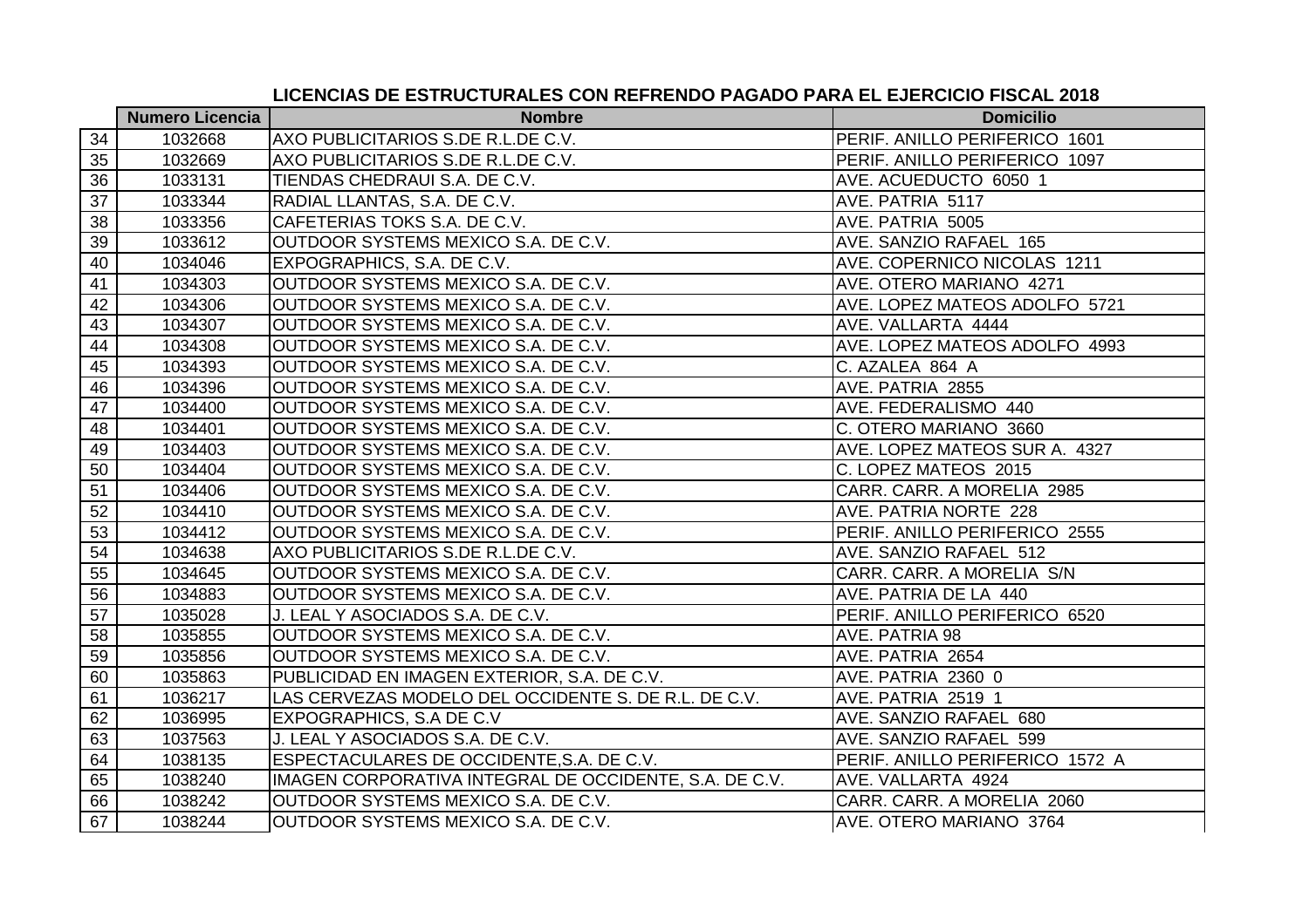**LICENCIAS DE ESTRUCTURALES CON REFRENDO PAGADO PARA EL EJERCICIO FISCAL 2018**

| | Numero Licencia | Nombre | Domicilio |
|---|---|---|---|
| 34 | 1032668 | AXO PUBLICITARIOS S.DE R.L.DE C.V. | PERIF. ANILLO PERIFERICO 1601 |
| 35 | 1032669 | AXO PUBLICITARIOS S.DE R.L.DE C.V. | PERIF. ANILLO PERIFERICO 1097 |
| 36 | 1033131 | TIENDAS CHEDRAUI S.A. DE C.V. | AVE. ACUEDUCTO 6050 1 |
| 37 | 1033344 | RADIAL LLANTAS, S.A. DE C.V. | AVE. PATRIA 5117 |
| 38 | 1033356 | CAFETERIAS TOKS S.A. DE C.V. | AVE. PATRIA 5005 |
| 39 | 1033612 | OUTDOOR SYSTEMS MEXICO S.A. DE C.V. | AVE. SANZIO RAFAEL 165 |
| 40 | 1034046 | EXPOGRAPHICS, S.A. DE C.V. | AVE. COPERNICO NICOLAS 1211 |
| 41 | 1034303 | OUTDOOR SYSTEMS MEXICO S.A. DE C.V. | AVE. OTERO MARIANO 4271 |
| 42 | 1034306 | OUTDOOR SYSTEMS MEXICO S.A. DE C.V. | AVE. LOPEZ MATEOS ADOLFO 5721 |
| 43 | 1034307 | OUTDOOR SYSTEMS MEXICO S.A. DE C.V. | AVE. VALLARTA 4444 |
| 44 | 1034308 | OUTDOOR SYSTEMS MEXICO S.A. DE C.V. | AVE. LOPEZ MATEOS ADOLFO 4993 |
| 45 | 1034393 | OUTDOOR SYSTEMS MEXICO S.A. DE C.V. | C. AZALEA 864 A |
| 46 | 1034396 | OUTDOOR SYSTEMS MEXICO S.A. DE C.V. | AVE. PATRIA 2855 |
| 47 | 1034400 | OUTDOOR SYSTEMS MEXICO S.A. DE C.V. | AVE. FEDERALISMO 440 |
| 48 | 1034401 | OUTDOOR SYSTEMS MEXICO S.A. DE C.V. | C. OTERO MARIANO 3660 |
| 49 | 1034403 | OUTDOOR SYSTEMS MEXICO S.A. DE C.V. | AVE. LOPEZ MATEOS SUR A. 4327 |
| 50 | 1034404 | OUTDOOR SYSTEMS MEXICO S.A. DE C.V. | C. LOPEZ MATEOS 2015 |
| 51 | 1034406 | OUTDOOR SYSTEMS MEXICO S.A. DE C.V. | CARR. CARR. A MORELIA 2985 |
| 52 | 1034410 | OUTDOOR SYSTEMS MEXICO S.A. DE C.V. | AVE. PATRIA NORTE 228 |
| 53 | 1034412 | OUTDOOR SYSTEMS MEXICO S.A. DE C.V. | PERIF. ANILLO PERIFERICO 2555 |
| 54 | 1034638 | AXO PUBLICITARIOS S.DE R.L.DE C.V. | AVE. SANZIO RAFAEL 512 |
| 55 | 1034645 | OUTDOOR SYSTEMS MEXICO S.A. DE C.V. | CARR. CARR. A MORELIA S/N |
| 56 | 1034883 | OUTDOOR SYSTEMS MEXICO S.A. DE C.V. | AVE. PATRIA DE LA 440 |
| 57 | 1035028 | J. LEAL Y ASOCIADOS S.A. DE C.V. | PERIF. ANILLO PERIFERICO 6520 |
| 58 | 1035855 | OUTDOOR SYSTEMS MEXICO S.A. DE C.V. | AVE. PATRIA 98 |
| 59 | 1035856 | OUTDOOR SYSTEMS MEXICO S.A. DE C.V. | AVE. PATRIA 2654 |
| 60 | 1035863 | PUBLICIDAD EN IMAGEN EXTERIOR, S.A. DE C.V. | AVE. PATRIA 2360 0 |
| 61 | 1036217 | LAS CERVEZAS MODELO DEL OCCIDENTE S. DE R.L. DE C.V. | AVE. PATRIA 2519 1 |
| 62 | 1036995 | EXPOGRAPHICS, S.A DE C.V | AVE. SANZIO RAFAEL 680 |
| 63 | 1037563 | J. LEAL Y ASOCIADOS S.A. DE C.V. | AVE. SANZIO RAFAEL 599 |
| 64 | 1038135 | ESPECTACULARES DE OCCIDENTE,S.A. DE C.V. | PERIF. ANILLO PERIFERICO 1572 A |
| 65 | 1038240 | IMAGEN CORPORATIVA INTEGRAL DE OCCIDENTE, S.A. DE C.V. | AVE. VALLARTA 4924 |
| 66 | 1038242 | OUTDOOR SYSTEMS MEXICO S.A. DE C.V. | CARR. CARR. A MORELIA 2060 |
| 67 | 1038244 | OUTDOOR SYSTEMS MEXICO S.A. DE C.V. | AVE. OTERO MARIANO 3764 |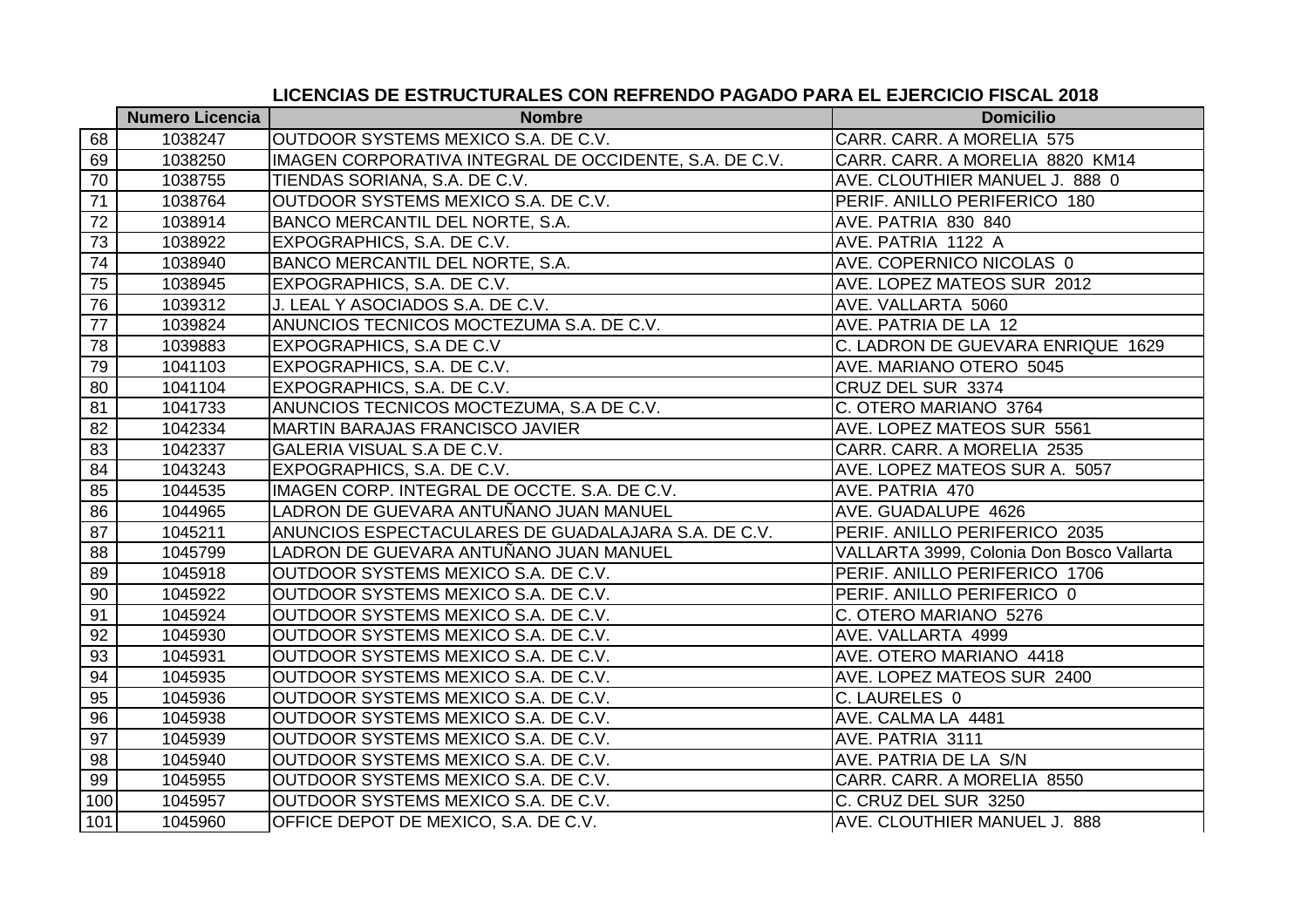**LICENCIAS DE ESTRUCTURALES CON REFRENDO PAGADO PARA EL EJERCICIO FISCAL 2018**

| | Numero Licencia | Nombre | Domicilio |
|---|---|---|---|
| 68 | 1038247 | OUTDOOR SYSTEMS MEXICO S.A. DE C.V. | CARR. CARR. A MORELIA 575 |
| 69 | 1038250 | IMAGEN CORPORATIVA INTEGRAL DE OCCIDENTE, S.A. DE C.V. | CARR. CARR. A MORELIA 8820 KM14 |
| 70 | 1038755 | TIENDAS SORIANA, S.A. DE C.V. | AVE. CLOUTHIER MANUEL J. 888 0 |
| 71 | 1038764 | OUTDOOR SYSTEMS MEXICO S.A. DE C.V. | PERIF. ANILLO PERIFERICO 180 |
| 72 | 1038914 | BANCO MERCANTIL DEL NORTE, S.A. | AVE. PATRIA 830 840 |
| 73 | 1038922 | EXPOGRAPHICS, S.A. DE C.V. | AVE. PATRIA 1122 A |
| 74 | 1038940 | BANCO MERCANTIL DEL NORTE, S.A. | AVE. COPERNICO NICOLAS 0 |
| 75 | 1038945 | EXPOGRAPHICS, S.A. DE C.V. | AVE. LOPEZ MATEOS SUR 2012 |
| 76 | 1039312 | J. LEAL Y ASOCIADOS S.A. DE C.V. | AVE. VALLARTA 5060 |
| 77 | 1039824 | ANUNCIOS TECNICOS MOCTEZUMA S.A. DE C.V. | AVE. PATRIA DE LA 12 |
| 78 | 1039883 | EXPOGRAPHICS, S.A DE C.V | C. LADRON DE GUEVARA ENRIQUE 1629 |
| 79 | 1041103 | EXPOGRAPHICS, S.A. DE C.V. | AVE. MARIANO OTERO 5045 |
| 80 | 1041104 | EXPOGRAPHICS, S.A. DE C.V. | CRUZ DEL SUR 3374 |
| 81 | 1041733 | ANUNCIOS TECNICOS MOCTEZUMA, S.A DE C.V. | C. OTERO MARIANO 3764 |
| 82 | 1042334 | MARTIN BARAJAS FRANCISCO JAVIER | AVE. LOPEZ MATEOS SUR 5561 |
| 83 | 1042337 | GALERIA VISUAL S.A DE C.V. | CARR. CARR. A MORELIA 2535 |
| 84 | 1043243 | EXPOGRAPHICS, S.A. DE C.V. | AVE. LOPEZ MATEOS SUR A. 5057 |
| 85 | 1044535 | IMAGEN CORP. INTEGRAL DE OCCTE. S.A. DE C.V. | AVE. PATRIA 470 |
| 86 | 1044965 | LADRON DE GUEVARA ANTUÑANO JUAN MANUEL | AVE. GUADALUPE 4626 |
| 87 | 1045211 | ANUNCIOS ESPECTACULARES DE GUADALAJARA S.A. DE C.V. | PERIF. ANILLO PERIFERICO 2035 |
| 88 | 1045799 | LADRON DE GUEVARA ANTUÑANO JUAN MANUEL | VALLARTA 3999, Colonia Don Bosco Vallarta |
| 89 | 1045918 | OUTDOOR SYSTEMS MEXICO S.A. DE C.V. | PERIF. ANILLO PERIFERICO 1706 |
| 90 | 1045922 | OUTDOOR SYSTEMS MEXICO S.A. DE C.V. | PERIF. ANILLO PERIFERICO 0 |
| 91 | 1045924 | OUTDOOR SYSTEMS MEXICO S.A. DE C.V. | C. OTERO MARIANO 5276 |
| 92 | 1045930 | OUTDOOR SYSTEMS MEXICO S.A. DE C.V. | AVE. VALLARTA 4999 |
| 93 | 1045931 | OUTDOOR SYSTEMS MEXICO S.A. DE C.V. | AVE. OTERO MARIANO 4418 |
| 94 | 1045935 | OUTDOOR SYSTEMS MEXICO S.A. DE C.V. | AVE. LOPEZ MATEOS SUR 2400 |
| 95 | 1045936 | OUTDOOR SYSTEMS MEXICO S.A. DE C.V. | C. LAURELES 0 |
| 96 | 1045938 | OUTDOOR SYSTEMS MEXICO S.A. DE C.V. | AVE. CALMA LA 4481 |
| 97 | 1045939 | OUTDOOR SYSTEMS MEXICO S.A. DE C.V. | AVE. PATRIA 3111 |
| 98 | 1045940 | OUTDOOR SYSTEMS MEXICO S.A. DE C.V. | AVE. PATRIA DE LA S/N |
| 99 | 1045955 | OUTDOOR SYSTEMS MEXICO S.A. DE C.V. | CARR. CARR. A MORELIA 8550 |
| 100 | 1045957 | OUTDOOR SYSTEMS MEXICO S.A. DE C.V. | C. CRUZ DEL SUR 3250 |
| 101 | 1045960 | OFFICE DEPOT DE MEXICO, S.A. DE C.V. | AVE. CLOUTHIER MANUEL J. 888 |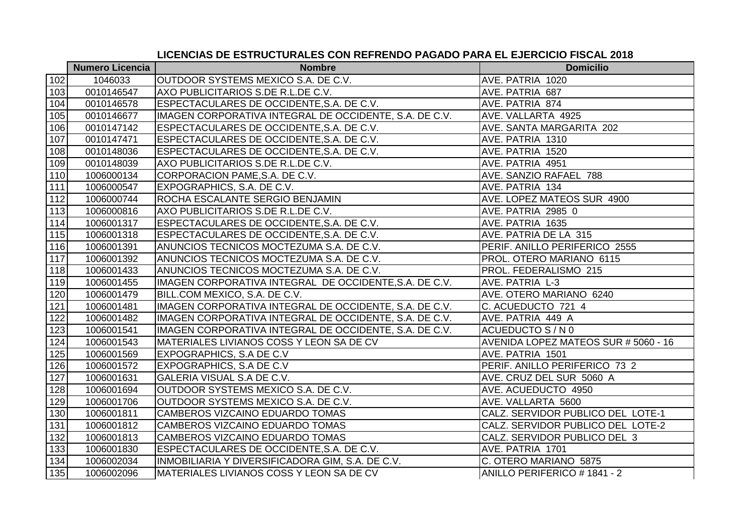# LICENCIAS DE ESTRUCTURALES CON REFRENDO PAGADO PARA EL EJERCICIO FISCAL 2018

| | Numero Licencia | Nombre | Domicilio |
|---|---|---|---|
| 102 | 1046033 | OUTDOOR SYSTEMS MEXICO S.A. DE C.V. | AVE. PATRIA 1020 |
| 103 | 0010146547 | AXO PUBLICITARIOS S.DE R.L.DE C.V. | AVE. PATRIA 687 |
| 104 | 0010146578 | ESPECTACULARES DE OCCIDENTE,S.A. DE C.V. | AVE. PATRIA 874 |
| 105 | 0010146677 | IMAGEN CORPORATIVA INTEGRAL DE OCCIDENTE, S.A. DE C.V. | AVE. VALLARTA 4925 |
| 106 | 0010147142 | ESPECTACULARES DE OCCIDENTE,S.A. DE C.V. | AVE. SANTA MARGARITA 202 |
| 107 | 0010147471 | ESPECTACULARES DE OCCIDENTE,S.A. DE C.V. | AVE. PATRIA 1310 |
| 108 | 0010148036 | ESPECTACULARES DE OCCIDENTE,S.A. DE C.V. | AVE. PATRIA 1520 |
| 109 | 0010148039 | AXO PUBLICITARIOS S.DE R.L.DE C.V. | AVE. PATRIA 4951 |
| 110 | 1006000134 | CORPORACION PAME,S.A. DE C.V. | AVE. SANZIO RAFAEL 788 |
| 111 | 1006000547 | EXPOGRAPHICS, S.A. DE C.V. | AVE. PATRIA 134 |
| 112 | 1006000744 | ROCHA ESCALANTE SERGIO BENJAMIN | AVE. LOPEZ MATEOS SUR 4900 |
| 113 | 1006000816 | AXO PUBLICITARIOS S.DE R.L.DE C.V. | AVE. PATRIA 2985 0 |
| 114 | 1006001317 | ESPECTACULARES DE OCCIDENTE,S.A. DE C.V. | AVE. PATRIA 1635 |
| 115 | 1006001318 | ESPECTACULARES DE OCCIDENTE,S.A. DE C.V. | AVE. PATRIA DE LA 315 |
| 116 | 1006001391 | ANUNCIOS TECNICOS MOCTEZUMA S.A. DE C.V. | PERIF. ANILLO PERIFERICO 2555 |
| 117 | 1006001392 | ANUNCIOS TECNICOS MOCTEZUMA S.A. DE C.V. | PROL. OTERO MARIANO 6115 |
| 118 | 1006001433 | ANUNCIOS TECNICOS MOCTEZUMA S.A. DE C.V. | PROL. FEDERALISMO 215 |
| 119 | 1006001455 | IMAGEN CORPORATIVA INTEGRAL DE OCCIDENTE,S.A. DE C.V. | AVE. PATRIA L-3 |
| 120 | 1006001479 | BILL.COM MEXICO, S.A. DE C.V. | AVE. OTERO MARIANO 6240 |
| 121 | 1006001481 | IMAGEN CORPORATIVA INTEGRAL DE OCCIDENTE, S.A. DE C.V. | C. ACUEDUCTO 721 4 |
| 122 | 1006001482 | IMAGEN CORPORATIVA INTEGRAL DE OCCIDENTE, S.A. DE C.V. | AVE. PATRIA 449 A |
| 123 | 1006001541 | IMAGEN CORPORATIVA INTEGRAL DE OCCIDENTE, S.A. DE C.V. | ACUEDUCTO S / N 0 |
| 124 | 1006001543 | MATERIALES LIVIANOS COSS Y LEON SA DE CV | AVENIDA LOPEZ MATEOS SUR # 5060 - 16 |
| 125 | 1006001569 | EXPOGRAPHICS, S.A DE C.V | AVE. PATRIA 1501 |
| 126 | 1006001572 | EXPOGRAPHICS, S.A DE C.V | PERIF. ANILLO PERIFERICO 73 2 |
| 127 | 1006001631 | GALERIA VISUAL S.A DE C.V. | AVE. CRUZ DEL SUR 5060 A |
| 128 | 1006001694 | OUTDOOR SYSTEMS MEXICO S.A. DE C.V. | AVE. ACUEDUCTO 4950 |
| 129 | 1006001706 | OUTDOOR SYSTEMS MEXICO S.A. DE C.V. | AVE. VALLARTA 5600 |
| 130 | 1006001811 | CAMBEROS VIZCAINO EDUARDO TOMAS | CALZ. SERVIDOR PUBLICO DEL LOTE-1 |
| 131 | 1006001812 | CAMBEROS VIZCAINO EDUARDO TOMAS | CALZ. SERVIDOR PUBLICO DEL LOTE-2 |
| 132 | 1006001813 | CAMBEROS VIZCAINO EDUARDO TOMAS | CALZ. SERVIDOR PUBLICO DEL 3 |
| 133 | 1006001830 | ESPECTACULARES DE OCCIDENTE,S.A. DE C.V. | AVE. PATRIA 1701 |
| 134 | 1006002034 | INMOBILIARIA Y DIVERSIFICADORA GIM, S.A. DE C.V. | C. OTERO MARIANO 5875 |
| 135 | 1006002096 | MATERIALES LIVIANOS COSS Y LEON SA DE CV | ANILLO PERIFERICO # 1841 - 2 |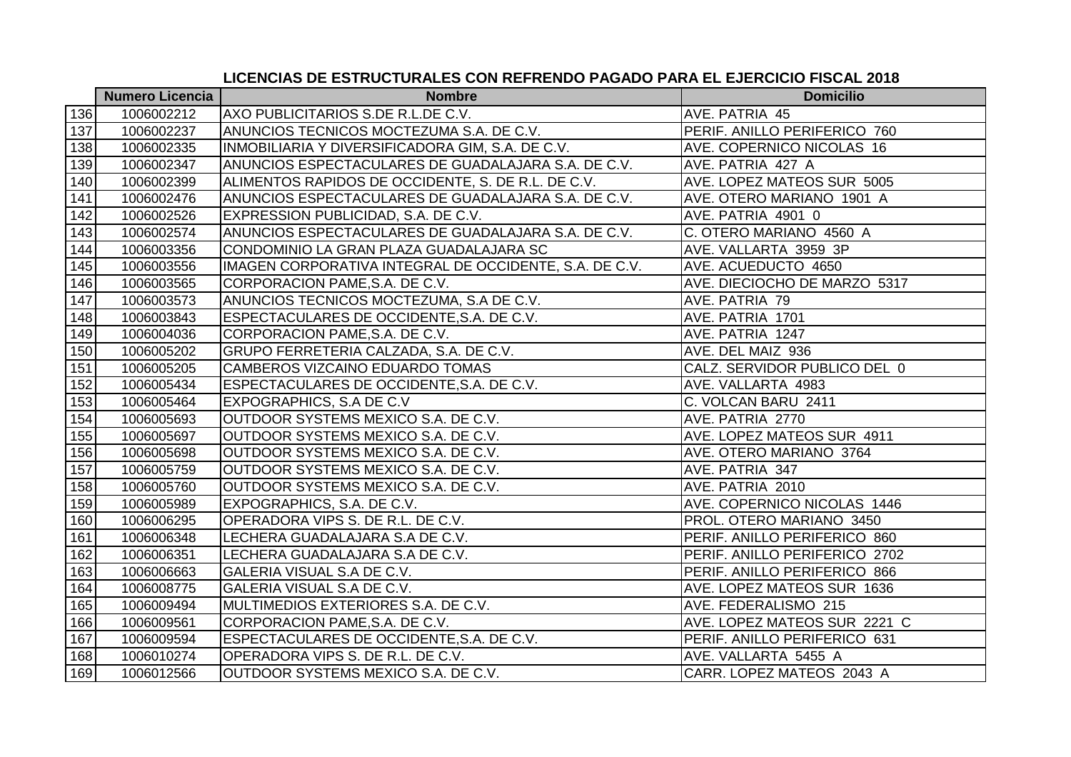## LICENCIAS DE ESTRUCTURALES CON REFRENDO PAGADO PARA EL EJERCICIO FISCAL 2018

| | Numero Licencia | Nombre | Domicilio |
|---|---|---|---|
| 136 | 1006002212 | AXO PUBLICITARIOS S.DE R.L.DE C.V. | AVE. PATRIA 45 |
| 137 | 1006002237 | ANUNCIOS TECNICOS MOCTEZUMA S.A. DE C.V. | PERIF. ANILLO PERIFERICO 760 |
| 138 | 1006002335 | INMOBILIARIA Y DIVERSIFICADORA GIM, S.A. DE C.V. | AVE. COPERNICO NICOLAS 16 |
| 139 | 1006002347 | ANUNCIOS ESPECTACULARES DE GUADALAJARA S.A. DE C.V. | AVE. PATRIA 427 A |
| 140 | 1006002399 | ALIMENTOS RAPIDOS DE OCCIDENTE, S. DE R.L. DE C.V. | AVE. LOPEZ MATEOS SUR 5005 |
| 141 | 1006002476 | ANUNCIOS ESPECTACULARES DE GUADALAJARA S.A. DE C.V. | AVE. OTERO MARIANO 1901 A |
| 142 | 1006002526 | EXPRESSION PUBLICIDAD, S.A. DE C.V. | AVE. PATRIA 4901 0 |
| 143 | 1006002574 | ANUNCIOS ESPECTACULARES DE GUADALAJARA S.A. DE C.V. | C. OTERO MARIANO 4560 A |
| 144 | 1006003356 | CONDOMINIO LA GRAN PLAZA GUADALAJARA SC | AVE. VALLARTA 3959 3P |
| 145 | 1006003556 | IMAGEN CORPORATIVA INTEGRAL DE OCCIDENTE, S.A. DE C.V. | AVE. ACUEDUCTO 4650 |
| 146 | 1006003565 | CORPORACION PAME,S.A. DE C.V. | AVE. DIECIOCHO DE MARZO 5317 |
| 147 | 1006003573 | ANUNCIOS TECNICOS MOCTEZUMA, S.A DE C.V. | AVE. PATRIA 79 |
| 148 | 1006003843 | ESPECTACULARES DE OCCIDENTE,S.A. DE C.V. | AVE. PATRIA 1701 |
| 149 | 1006004036 | CORPORACION PAME,S.A. DE C.V. | AVE. PATRIA 1247 |
| 150 | 1006005202 | GRUPO FERRETERIA CALZADA, S.A. DE C.V. | AVE. DEL MAIZ 936 |
| 151 | 1006005205 | CAMBEROS VIZCAINO EDUARDO TOMAS | CALZ. SERVIDOR PUBLICO DEL 0 |
| 152 | 1006005434 | ESPECTACULARES DE OCCIDENTE,S.A. DE C.V. | AVE. VALLARTA 4983 |
| 153 | 1006005464 | EXPOGRAPHICS, S.A DE C.V | C. VOLCAN BARU 2411 |
| 154 | 1006005693 | OUTDOOR SYSTEMS MEXICO S.A. DE C.V. | AVE. PATRIA 2770 |
| 155 | 1006005697 | OUTDOOR SYSTEMS MEXICO S.A. DE C.V. | AVE. LOPEZ MATEOS SUR 4911 |
| 156 | 1006005698 | OUTDOOR SYSTEMS MEXICO S.A. DE C.V. | AVE. OTERO MARIANO 3764 |
| 157 | 1006005759 | OUTDOOR SYSTEMS MEXICO S.A. DE C.V. | AVE. PATRIA 347 |
| 158 | 1006005760 | OUTDOOR SYSTEMS MEXICO S.A. DE C.V. | AVE. PATRIA 2010 |
| 159 | 1006005989 | EXPOGRAPHICS, S.A. DE C.V. | AVE. COPERNICO NICOLAS 1446 |
| 160 | 1006006295 | OPERADORA VIPS S. DE R.L. DE C.V. | PROL. OTERO MARIANO 3450 |
| 161 | 1006006348 | LECHERA GUADALAJARA S.A DE C.V. | PERIF. ANILLO PERIFERICO 860 |
| 162 | 1006006351 | LECHERA GUADALAJARA S.A DE C.V. | PERIF. ANILLO PERIFERICO 2702 |
| 163 | 1006006663 | GALERIA VISUAL S.A DE C.V. | PERIF. ANILLO PERIFERICO 866 |
| 164 | 1006008775 | GALERIA VISUAL S.A DE C.V. | AVE. LOPEZ MATEOS SUR 1636 |
| 165 | 1006009494 | MULTIMEDIOS EXTERIORES S.A. DE C.V. | AVE. FEDERALISMO 215 |
| 166 | 1006009561 | CORPORACION PAME,S.A. DE C.V. | AVE. LOPEZ MATEOS SUR 2221 C |
| 167 | 1006009594 | ESPECTACULARES DE OCCIDENTE,S.A. DE C.V. | PERIF. ANILLO PERIFERICO 631 |
| 168 | 1006010274 | OPERADORA VIPS S. DE R.L. DE C.V. | AVE. VALLARTA 5455 A |
| 169 | 1006012566 | OUTDOOR SYSTEMS MEXICO S.A. DE C.V. | CARR. LOPEZ MATEOS 2043 A |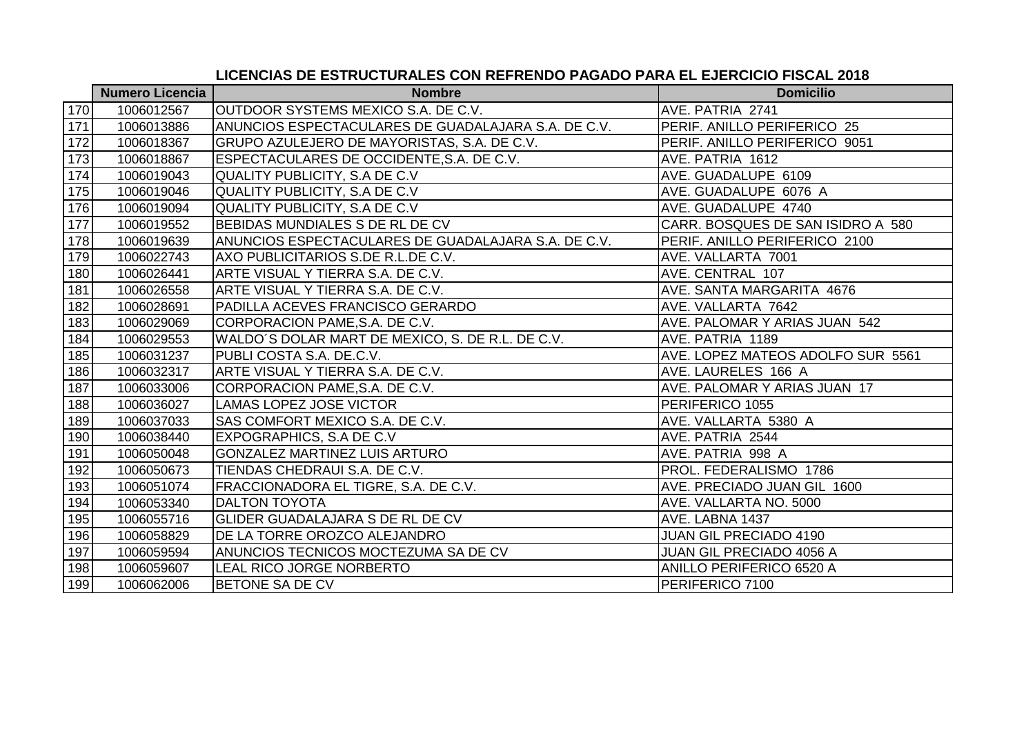## LICENCIAS DE ESTRUCTURALES CON REFRENDO PAGADO PARA EL EJERCICIO FISCAL 2018

| | Numero Licencia | Nombre | Domicilio |
|---|---|---|---|
| 170 | 1006012567 | OUTDOOR SYSTEMS MEXICO S.A. DE C.V. | AVE. PATRIA 2741 |
| 171 | 1006013886 | ANUNCIOS ESPECTACULARES DE GUADALAJARA S.A. DE C.V. | PERIF. ANILLO PERIFERICO 25 |
| 172 | 1006018367 | GRUPO AZULEJERO DE MAYORISTAS, S.A. DE C.V. | PERIF. ANILLO PERIFERICO 9051 |
| 173 | 1006018867 | ESPECTACULARES DE OCCIDENTE,S.A. DE C.V. | AVE. PATRIA 1612 |
| 174 | 1006019043 | QUALITY PUBLICITY, S.A DE C.V | AVE. GUADALUPE 6109 |
| 175 | 1006019046 | QUALITY PUBLICITY, S.A DE C.V | AVE. GUADALUPE 6076 A |
| 176 | 1006019094 | QUALITY PUBLICITY, S.A DE C.V | AVE. GUADALUPE 4740 |
| 177 | 1006019552 | BEBIDAS MUNDIALES S DE RL DE CV | CARR. BOSQUES DE SAN ISIDRO A 580 |
| 178 | 1006019639 | ANUNCIOS ESPECTACULARES DE GUADALAJARA S.A. DE C.V. | PERIF. ANILLO PERIFERICO 2100 |
| 179 | 1006022743 | AXO PUBLICITARIOS S.DE R.L.DE C.V. | AVE. VALLARTA 7001 |
| 180 | 1006026441 | ARTE VISUAL Y TIERRA S.A. DE C.V. | AVE. CENTRAL 107 |
| 181 | 1006026558 | ARTE VISUAL Y TIERRA S.A. DE C.V. | AVE. SANTA MARGARITA 4676 |
| 182 | 1006028691 | PADILLA ACEVES FRANCISCO GERARDO | AVE. VALLARTA 7642 |
| 183 | 1006029069 | CORPORACION PAME,S.A. DE C.V. | AVE. PALOMAR Y ARIAS JUAN 542 |
| 184 | 1006029553 | WALDO´S DOLAR MART DE MEXICO, S. DE R.L. DE C.V. | AVE. PATRIA 1189 |
| 185 | 1006031237 | PUBLI COSTA S.A. DE.C.V. | AVE. LOPEZ MATEOS ADOLFO SUR 5561 |
| 186 | 1006032317 | ARTE VISUAL Y TIERRA S.A. DE C.V. | AVE. LAURELES 166 A |
| 187 | 1006033006 | CORPORACION PAME,S.A. DE C.V. | AVE. PALOMAR Y ARIAS JUAN 17 |
| 188 | 1006036027 | LAMAS LOPEZ JOSE VICTOR | PERIFERICO 1055 |
| 189 | 1006037033 | SAS COMFORT MEXICO S.A. DE C.V. | AVE. VALLARTA 5380 A |
| 190 | 1006038440 | EXPOGRAPHICS, S.A DE C.V | AVE. PATRIA 2544 |
| 191 | 1006050048 | GONZALEZ MARTINEZ LUIS ARTURO | AVE. PATRIA 998 A |
| 192 | 1006050673 | TIENDAS CHEDRAUI S.A. DE C.V. | PROL. FEDERALISMO 1786 |
| 193 | 1006051074 | FRACCIONADORA EL TIGRE, S.A. DE C.V. | AVE. PRECIADO JUAN GIL 1600 |
| 194 | 1006053340 | DALTON TOYOTA | AVE. VALLARTA NO. 5000 |
| 195 | 1006055716 | GLIDER GUADALAJARA S DE RL DE CV | AVE. LABNA 1437 |
| 196 | 1006058829 | DE LA TORRE OROZCO ALEJANDRO | JUAN GIL PRECIADO 4190 |
| 197 | 1006059594 | ANUNCIOS TECNICOS MOCTEZUMA SA DE CV | JUAN GIL PRECIADO 4056 A |
| 198 | 1006059607 | LEAL RICO JORGE NORBERTO | ANILLO PERIFERICO 6520 A |
| 199 | 1006062006 | BETONE SA DE CV | PERIFERICO 7100 |